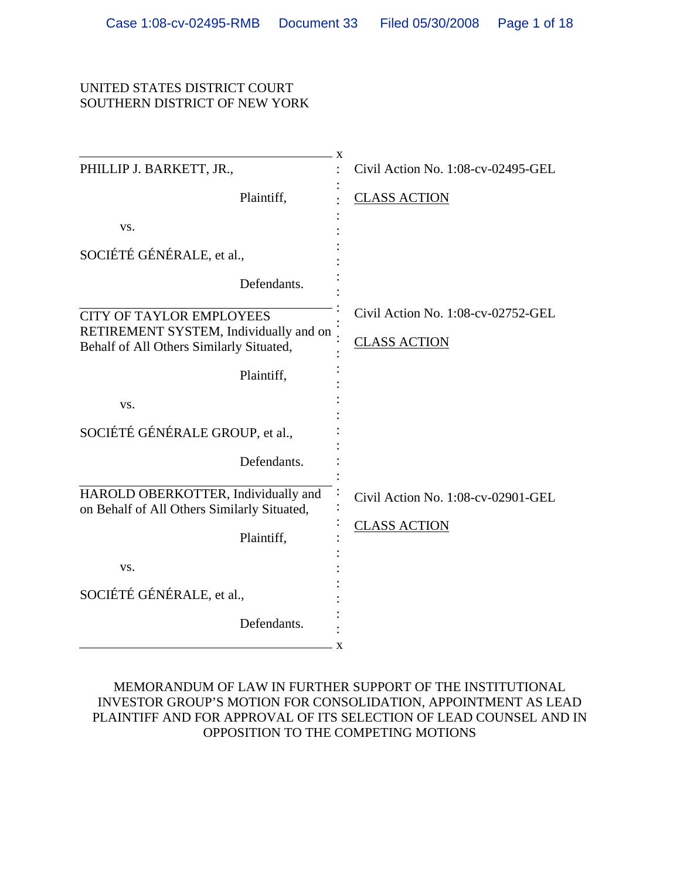UNITED STATES DISTRICT COURT
SOUTHERN DISTRICT OF NEW YORK

| | |
|---|---|
| PHILLIP J. BARKETT, JR., Plaintiff, vs. SOCIÉTÉ GÉNÉRALE, et al., Defendants. | Civil Action No. 1:08-cv-02495-GEL<br>CLASS ACTION |
| CITY OF TAYLOR EMPLOYEES RETIREMENT SYSTEM, Individually and on Behalf of All Others Similarly Situated, Plaintiff, vs. SOCIÉTÉ GÉNÉRALE GROUP, et al., Defendants. | Civil Action No. 1:08-cv-02752-GEL<br>CLASS ACTION |
| HAROLD OBERKOTTER, Individually and on Behalf of All Others Similarly Situated, Plaintiff, vs. SOCIÉTÉ GÉNÉRALE, et al., Defendants. | Civil Action No. 1:08-cv-02901-GEL<br>CLASS ACTION |

MEMORANDUM OF LAW IN FURTHER SUPPORT OF THE INSTITUTIONAL INVESTOR GROUP'S MOTION FOR CONSOLIDATION, APPOINTMENT AS LEAD PLAINTIFF AND FOR APPROVAL OF ITS SELECTION OF LEAD COUNSEL AND IN OPPOSITION TO THE COMPETING MOTIONS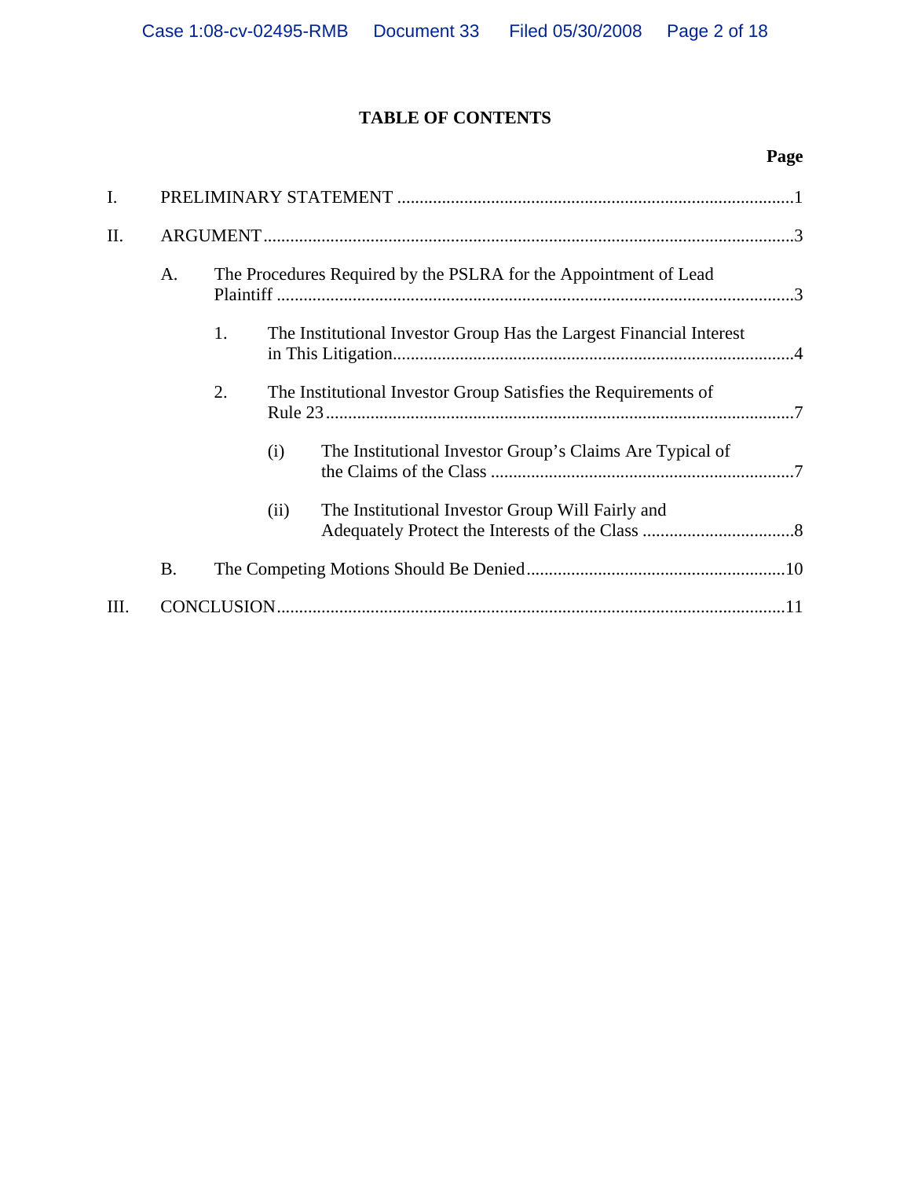# TABLE OF CONTENTS

**Page**

I. PRELIMINARY STATEMENT ....................................................................................1

II. ARGUMENT ........................................................................................................3

- A. The Procedures Required by the PSLRA for the Appointment of Lead Plaintiff ....................................................................................................3
  - 1. The Institutional Investor Group Has the Largest Financial Interest in This Litigation............................................................................4
  - 2. The Institutional Investor Group Satisfies the Requirements of Rule 23 ............................................................................................7
    - (i) The Institutional Investor Group's Claims Are Typical of the Claims of the Class ....................................................................7
    - (ii) The Institutional Investor Group Will Fairly and Adequately Protect the Interests of the Class ..................................8
- B. The Competing Motions Should Be Denied..........................................................10

III. CONCLUSION.......................................................................................................11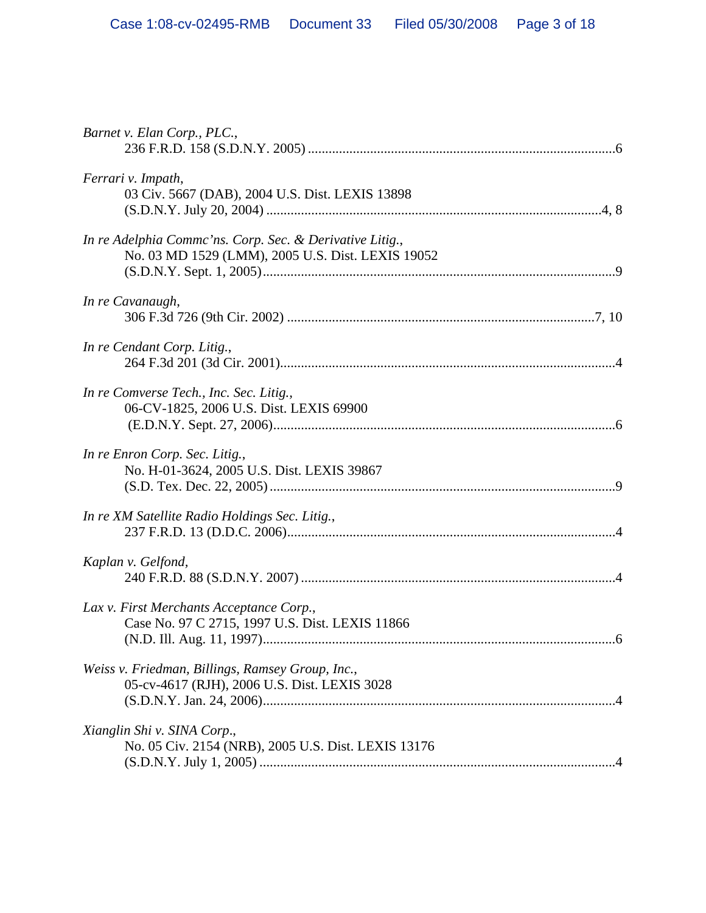*Barnet v. Elan Corp., PLC.*,
236 F.R.D. 158 (S.D.N.Y. 2005) ........................................................................................6

*Ferrari v. Impath*,
03 Civ. 5667 (DAB), 2004 U.S. Dist. LEXIS 13898
(S.D.N.Y. July 20, 2004) ................................................................................................4, 8

*In re Adelphia Commc'ns. Corp. Sec. & Derivative Litig.*,
No. 03 MD 1529 (LMM), 2005 U.S. Dist. LEXIS 19052
(S.D.N.Y. Sept. 1, 2005).....................................................................................................9

*In re Cavanaugh*,
306 F.3d 726 (9th Cir. 2002) ........................................................................................7, 10

*In re Cendant Corp. Litig.*,
264 F.3d 201 (3d Cir. 2001)................................................................................................4

*In re Comverse Tech., Inc. Sec. Litig.*,
06-CV-1825, 2006 U.S. Dist. LEXIS 69900
(E.D.N.Y. Sept. 27, 2006)..................................................................................................6

*In re Enron Corp. Sec. Litig.*,
No. H-01-3624, 2005 U.S. Dist. LEXIS 39867
(S.D. Tex. Dec. 22, 2005) ..................................................................................................9

*In re XM Satellite Radio Holdings Sec. Litig.*,
237 F.R.D. 13 (D.D.C. 2006)..............................................................................................4

*Kaplan v. Gelfond*,
240 F.R.D. 88 (S.D.N.Y. 2007) ..........................................................................................4

*Lax v. First Merchants Acceptance Corp.*,
Case No. 97 C 2715, 1997 U.S. Dist. LEXIS 11866
(N.D. Ill. Aug. 11, 1997)....................................................................................................6

*Weiss v. Friedman, Billings, Ramsey Group, Inc.*,
05-cv-4617 (RJH), 2006 U.S. Dist. LEXIS 3028
(S.D.N.Y. Jan. 24, 2006)....................................................................................................4

*Xianglin Shi v. SINA Corp.*,
No. 05 Civ. 2154 (NRB), 2005 U.S. Dist. LEXIS 13176
(S.D.N.Y. July 1, 2005) ......................................................................................................4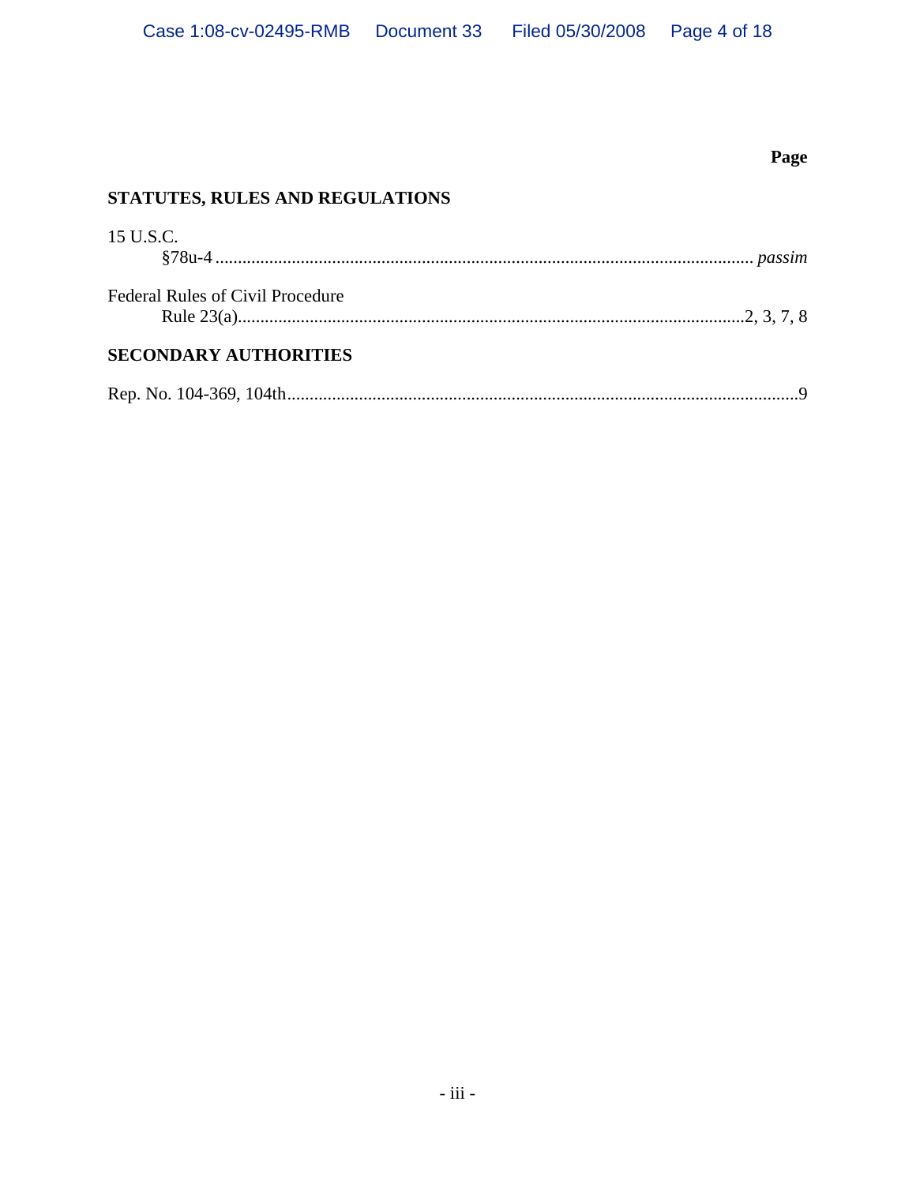**Page**

## STATUTES, RULES AND REGULATIONS

15 U.S.C.
§78u-4 ........................................................................................................ *passim*

Federal Rules of Civil Procedure
Rule 23(a)................................................................................................2, 3, 7, 8

## SECONDARY AUTHORITIES

Rep. No. 104-369, 104th..................................................................................................9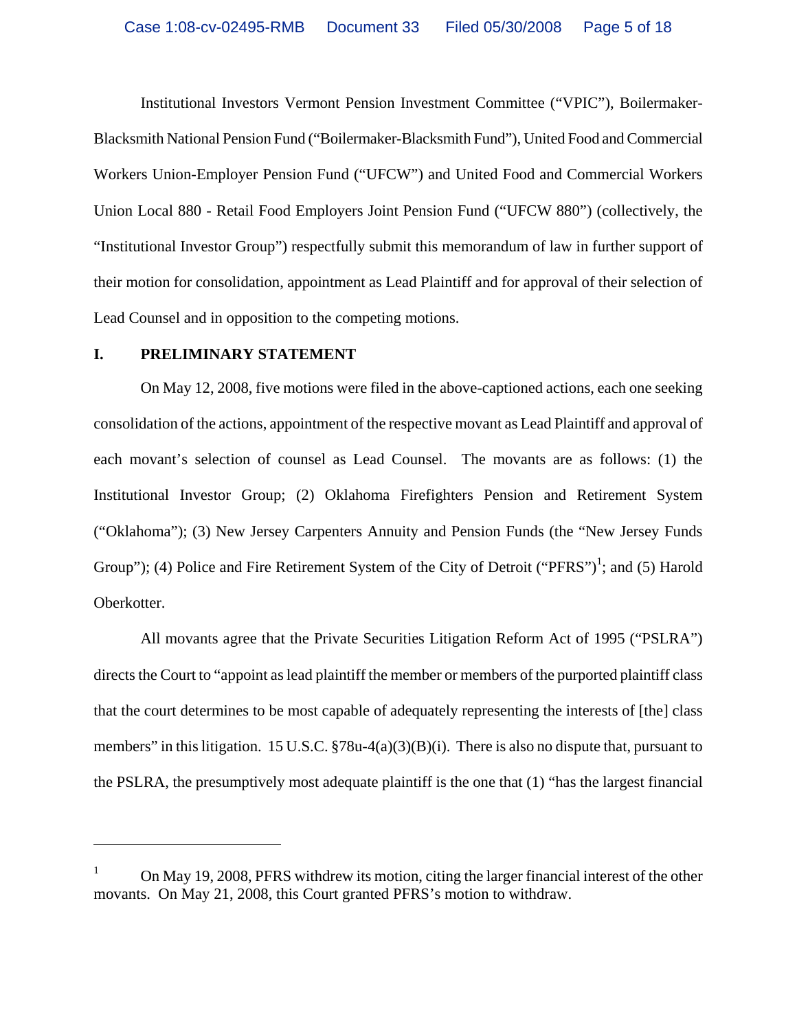Institutional Investors Vermont Pension Investment Committee ("VPIC"), Boilermaker-Blacksmith National Pension Fund ("Boilermaker-Blacksmith Fund"), United Food and Commercial Workers Union-Employer Pension Fund ("UFCW") and United Food and Commercial Workers Union Local 880 - Retail Food Employers Joint Pension Fund ("UFCW 880") (collectively, the "Institutional Investor Group") respectfully submit this memorandum of law in further support of their motion for consolidation, appointment as Lead Plaintiff and for approval of their selection of Lead Counsel and in opposition to the competing motions.

## I. PRELIMINARY STATEMENT

On May 12, 2008, five motions were filed in the above-captioned actions, each one seeking consolidation of the actions, appointment of the respective movant as Lead Plaintiff and approval of each movant's selection of counsel as Lead Counsel. The movants are as follows: (1) the Institutional Investor Group; (2) Oklahoma Firefighters Pension and Retirement System ("Oklahoma"); (3) New Jersey Carpenters Annuity and Pension Funds (the "New Jersey Funds Group"); (4) Police and Fire Retirement System of the City of Detroit ("PFRS")[1]; and (5) Harold Oberkotter.

All movants agree that the Private Securities Litigation Reform Act of 1995 ("PSLRA") directs the Court to "appoint as lead plaintiff the member or members of the purported plaintiff class that the court determines to be most capable of adequately representing the interests of [the] class members" in this litigation. 15 U.S.C. §78u-4(a)(3)(B)(i). There is also no dispute that, pursuant to the PSLRA, the presumptively most adequate plaintiff is the one that (1) "has the largest financial

---

[1] On May 19, 2008, PFRS withdrew its motion, citing the larger financial interest of the other movants. On May 21, 2008, this Court granted PFRS's motion to withdraw.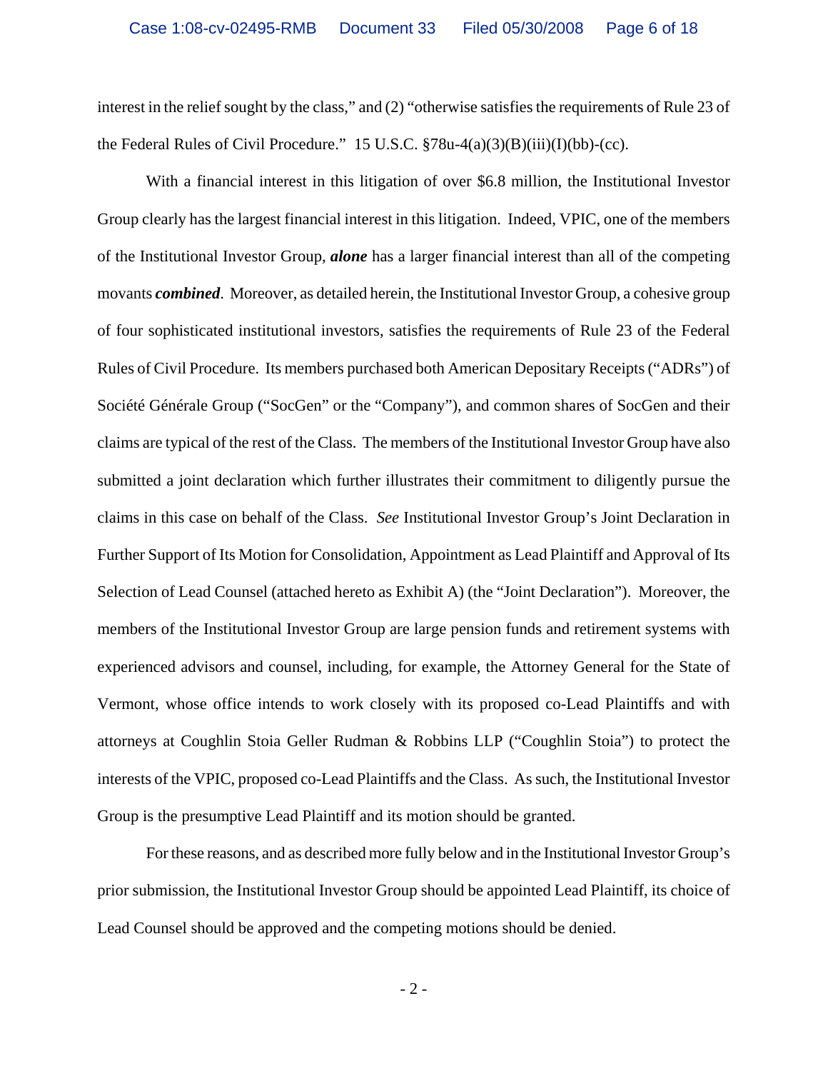interest in the relief sought by the class," and (2) "otherwise satisfies the requirements of Rule 23 of the Federal Rules of Civil Procedure." 15 U.S.C. §78u-4(a)(3)(B)(iii)(I)(bb)-(cc).

With a financial interest in this litigation of over $6.8 million, the Institutional Investor Group clearly has the largest financial interest in this litigation. Indeed, VPIC, one of the members of the Institutional Investor Group, ***alone*** has a larger financial interest than all of the competing movants ***combined***. Moreover, as detailed herein, the Institutional Investor Group, a cohesive group of four sophisticated institutional investors, satisfies the requirements of Rule 23 of the Federal Rules of Civil Procedure. Its members purchased both American Depositary Receipts ("ADRs") of Société Générale Group ("SocGen" or the "Company"), and common shares of SocGen and their claims are typical of the rest of the Class. The members of the Institutional Investor Group have also submitted a joint declaration which further illustrates their commitment to diligently pursue the claims in this case on behalf of the Class. *See* Institutional Investor Group's Joint Declaration in Further Support of Its Motion for Consolidation, Appointment as Lead Plaintiff and Approval of Its Selection of Lead Counsel (attached hereto as Exhibit A) (the "Joint Declaration"). Moreover, the members of the Institutional Investor Group are large pension funds and retirement systems with experienced advisors and counsel, including, for example, the Attorney General for the State of Vermont, whose office intends to work closely with its proposed co-Lead Plaintiffs and with attorneys at Coughlin Stoia Geller Rudman & Robbins LLP ("Coughlin Stoia") to protect the interests of the VPIC, proposed co-Lead Plaintiffs and the Class. As such, the Institutional Investor Group is the presumptive Lead Plaintiff and its motion should be granted.

For these reasons, and as described more fully below and in the Institutional Investor Group's prior submission, the Institutional Investor Group should be appointed Lead Plaintiff, its choice of Lead Counsel should be approved and the competing motions should be denied.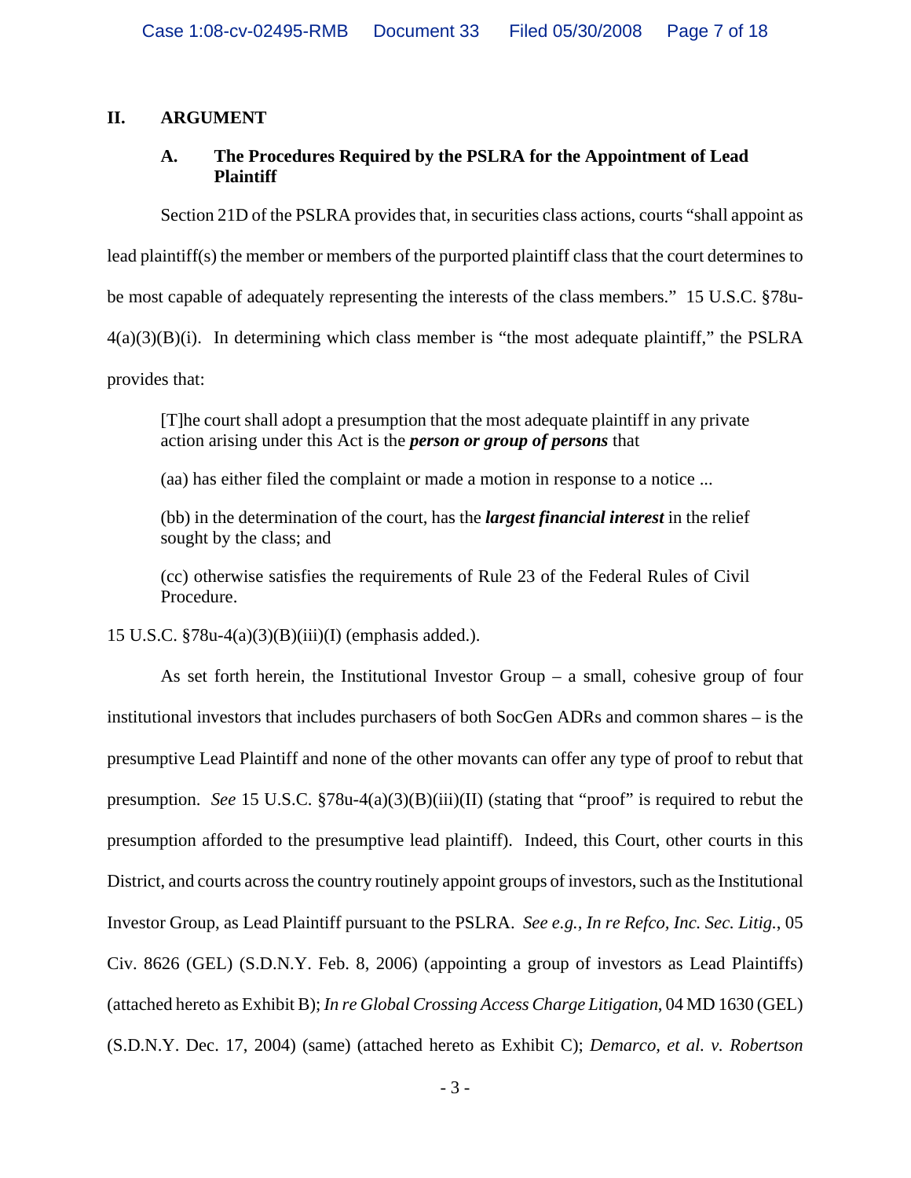## II. ARGUMENT

### A. The Procedures Required by the PSLRA for the Appointment of Lead Plaintiff

Section 21D of the PSLRA provides that, in securities class actions, courts "shall appoint as lead plaintiff(s) the member or members of the purported plaintiff class that the court determines to be most capable of adequately representing the interests of the class members." 15 U.S.C. §78u-4(a)(3)(B)(i). In determining which class member is "the most adequate plaintiff," the PSLRA provides that:

> [T]he court shall adopt a presumption that the most adequate plaintiff in any private action arising under this Act is the ***person or group of persons*** that
>
> (aa) has either filed the complaint or made a motion in response to a notice ...
>
> (bb) in the determination of the court, has the ***largest financial interest*** in the relief sought by the class; and
>
> (cc) otherwise satisfies the requirements of Rule 23 of the Federal Rules of Civil Procedure.

15 U.S.C. §78u-4(a)(3)(B)(iii)(I) (emphasis added.).

As set forth herein, the Institutional Investor Group – a small, cohesive group of four institutional investors that includes purchasers of both SocGen ADRs and common shares – is the presumptive Lead Plaintiff and none of the other movants can offer any type of proof to rebut that presumption. *See* 15 U.S.C. §78u-4(a)(3)(B)(iii)(II) (stating that "proof" is required to rebut the presumption afforded to the presumptive lead plaintiff). Indeed, this Court, other courts in this District, and courts across the country routinely appoint groups of investors, such as the Institutional Investor Group, as Lead Plaintiff pursuant to the PSLRA. *See e.g., In re Refco, Inc. Sec. Litig.*, 05 Civ. 8626 (GEL) (S.D.N.Y. Feb. 8, 2006) (appointing a group of investors as Lead Plaintiffs) (attached hereto as Exhibit B); *In re Global Crossing Access Charge Litigation*, 04 MD 1630 (GEL) (S.D.N.Y. Dec. 17, 2004) (same) (attached hereto as Exhibit C); *Demarco, et al. v. Robertson*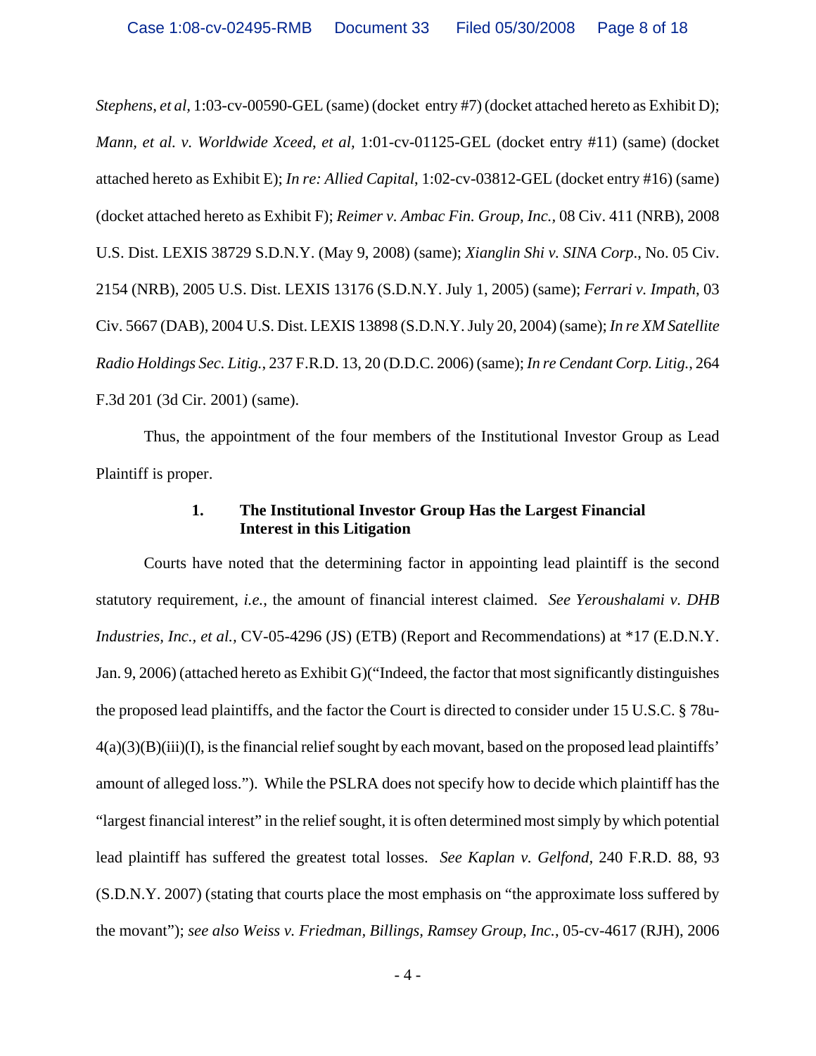*Stephens, et al*, 1:03-cv-00590-GEL (same) (docket entry #7) (docket attached hereto as Exhibit D); *Mann, et al. v. Worldwide Xceed, et al*, 1:01-cv-01125-GEL (docket entry #11) (same) (docket attached hereto as Exhibit E); *In re: Allied Capital*, 1:02-cv-03812-GEL (docket entry #16) (same) (docket attached hereto as Exhibit F); *Reimer v. Ambac Fin. Group, Inc.,* 08 Civ. 411 (NRB), 2008 U.S. Dist. LEXIS 38729 S.D.N.Y. (May 9, 2008) (same); *Xianglin Shi v. SINA Corp*., No. 05 Civ. 2154 (NRB), 2005 U.S. Dist. LEXIS 13176 (S.D.N.Y. July 1, 2005) (same); *Ferrari v. Impath*, 03 Civ. 5667 (DAB), 2004 U.S. Dist. LEXIS 13898 (S.D.N.Y. July 20, 2004) (same); *In re XM Satellite Radio Holdings Sec. Litig.*, 237 F.R.D. 13, 20 (D.D.C. 2006) (same); *In re Cendant Corp. Litig.*, 264 F.3d 201 (3d Cir. 2001) (same).

Thus, the appointment of the four members of the Institutional Investor Group as Lead Plaintiff is proper.

### 1. The Institutional Investor Group Has the Largest Financial Interest in this Litigation

Courts have noted that the determining factor in appointing lead plaintiff is the second statutory requirement, *i.e.*, the amount of financial interest claimed. *See Yeroushalami v. DHB Industries, Inc., et al.*, CV-05-4296 (JS) (ETB) (Report and Recommendations) at *17 (E.D.N.Y. Jan. 9, 2006) (attached hereto as Exhibit G)("Indeed, the factor that most significantly distinguishes the proposed lead plaintiffs, and the factor the Court is directed to consider under 15 U.S.C. § 78u-4(a)(3)(B)(iii)(I), is the financial relief sought by each movant, based on the proposed lead plaintiffs' amount of alleged loss."). While the PSLRA does not specify how to decide which plaintiff has the "largest financial interest" in the relief sought, it is often determined most simply by which potential lead plaintiff has suffered the greatest total losses. *See Kaplan v. Gelfond*, 240 F.R.D. 88, 93 (S.D.N.Y. 2007) (stating that courts place the most emphasis on "the approximate loss suffered by the movant"); *see also Weiss v. Friedman, Billings, Ramsey Group, Inc.*, 05-cv-4617 (RJH), 2006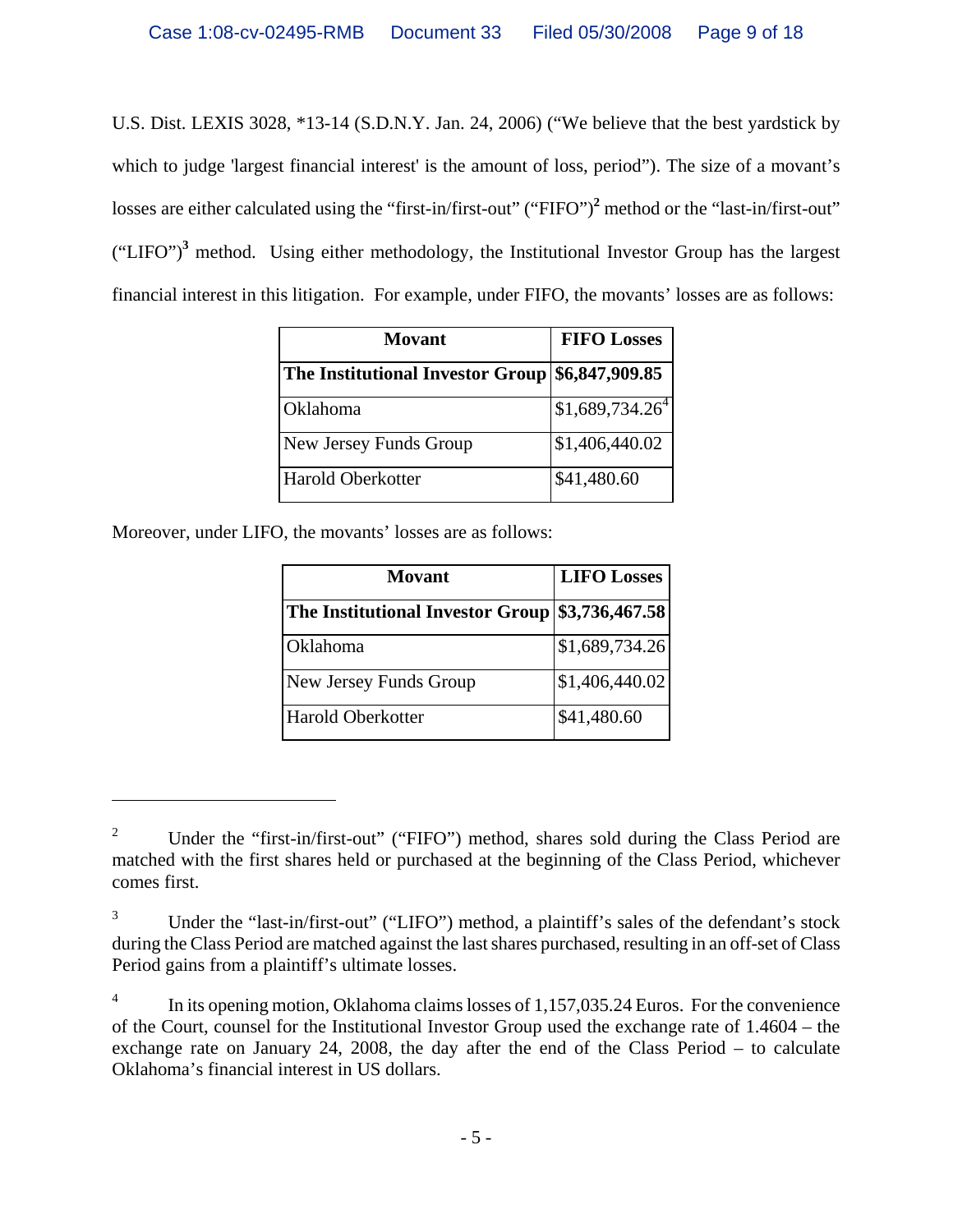U.S. Dist. LEXIS 3028, *13-14 (S.D.N.Y. Jan. 24, 2006) ("We believe that the best yardstick by which to judge 'largest financial interest' is the amount of loss, period"). The size of a movant's losses are either calculated using the "first-in/first-out" ("FIFO")[2] method or the "last-in/first-out" ("LIFO")[3] method. Using either methodology, the Institutional Investor Group has the largest financial interest in this litigation. For example, under FIFO, the movants' losses are as follows:

| Movant | FIFO Losses |
|---|---|
| **The Institutional Investor Group** | **$6,847,909.85** |
| Oklahoma | $1,689,734.26[4] |
| New Jersey Funds Group | $1,406,440.02 |
| Harold Oberkotter | $41,480.60 |

Moreover, under LIFO, the movants' losses are as follows:

| Movant | LIFO Losses |
|---|---|
| **The Institutional Investor Group** | **$3,736,467.58** |
| Oklahoma | $1,689,734.26 |
| New Jersey Funds Group | $1,406,440.02 |
| Harold Oberkotter | $41,480.60 |

---

[2] Under the "first-in/first-out" ("FIFO") method, shares sold during the Class Period are matched with the first shares held or purchased at the beginning of the Class Period, whichever comes first.

[3] Under the "last-in/first-out" ("LIFO") method, a plaintiff's sales of the defendant's stock during the Class Period are matched against the last shares purchased, resulting in an off-set of Class Period gains from a plaintiff's ultimate losses.

[4] In its opening motion, Oklahoma claims losses of 1,157,035.24 Euros. For the convenience of the Court, counsel for the Institutional Investor Group used the exchange rate of 1.4604 – the exchange rate on January 24, 2008, the day after the end of the Class Period – to calculate Oklahoma's financial interest in US dollars.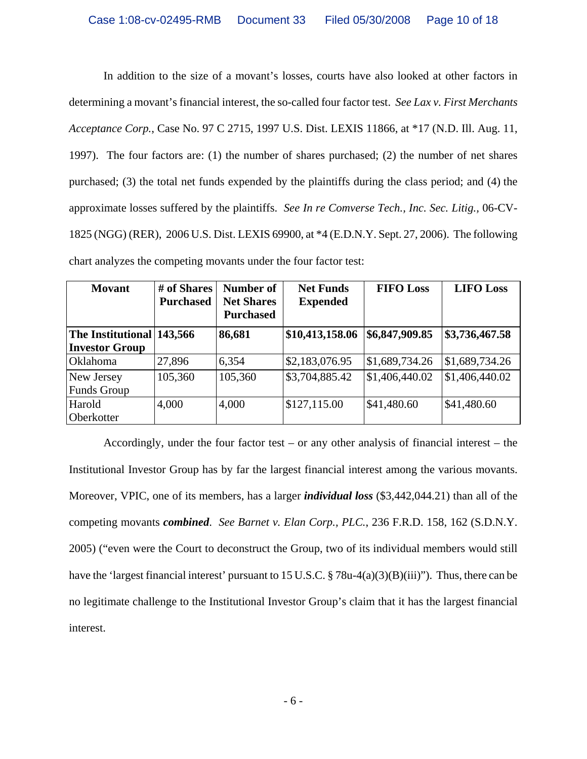In addition to the size of a movant's losses, courts have also looked at other factors in determining a movant's financial interest, the so-called four factor test. *See Lax v. First Merchants Acceptance Corp.*, Case No. 97 C 2715, 1997 U.S. Dist. LEXIS 11866, at *17 (N.D. Ill. Aug. 11, 1997). The four factors are: (1) the number of shares purchased; (2) the number of net shares purchased; (3) the total net funds expended by the plaintiffs during the class period; and (4) the approximate losses suffered by the plaintiffs. *See In re Comverse Tech., Inc. Sec. Litig.*, 06-CV-1825 (NGG) (RER), 2006 U.S. Dist. LEXIS 69900, at *4 (E.D.N.Y. Sept. 27, 2006). The following chart analyzes the competing movants under the four factor test:

| Movant | # of Shares Purchased | Number of Net Shares Purchased | Net Funds Expended | FIFO Loss | LIFO Loss |
|---|---|---|---|---|---|
| **The Institutional Investor Group** | **143,566** | **86,681** | **$10,413,158.06** | **$6,847,909.85** | **$3,736,467.58** |
| Oklahoma | 27,896 | 6,354 | $2,183,076.95 | $1,689,734.26 | $1,689,734.26 |
| New Jersey Funds Group | 105,360 | 105,360 | $3,704,885.42 | $1,406,440.02 | $1,406,440.02 |
| Harold Oberkotter | 4,000 | 4,000 | $127,115.00 | $41,480.60 | $41,480.60 |

Accordingly, under the four factor test – or any other analysis of financial interest – the Institutional Investor Group has by far the largest financial interest among the various movants. Moreover, VPIC, one of its members, has a larger ***individual loss*** ($3,442,044.21) than all of the competing movants ***combined***. *See Barnet v. Elan Corp., PLC.*, 236 F.R.D. 158, 162 (S.D.N.Y. 2005) ("even were the Court to deconstruct the Group, two of its individual members would still have the 'largest financial interest' pursuant to 15 U.S.C. § 78u-4(a)(3)(B)(iii)"). Thus, there can be no legitimate challenge to the Institutional Investor Group's claim that it has the largest financial interest.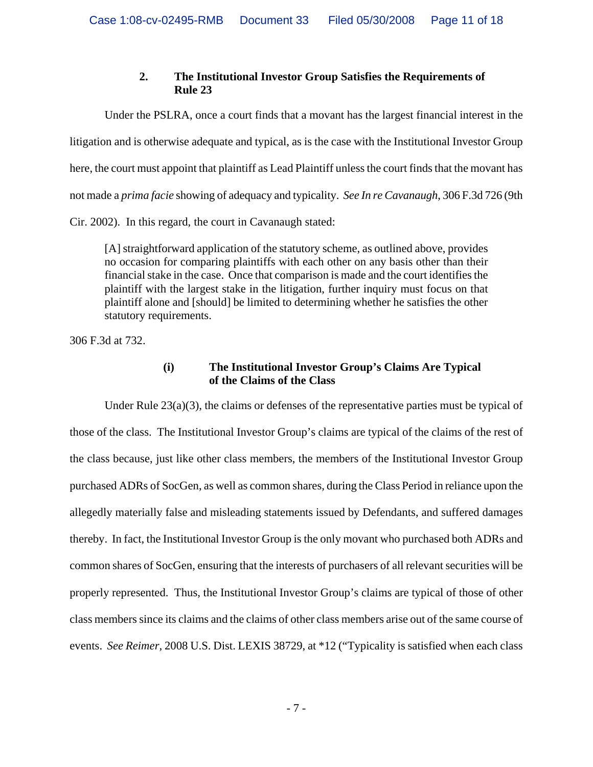### 2. The Institutional Investor Group Satisfies the Requirements of Rule 23

Under the PSLRA, once a court finds that a movant has the largest financial interest in the litigation and is otherwise adequate and typical, as is the case with the Institutional Investor Group here, the court must appoint that plaintiff as Lead Plaintiff unless the court finds that the movant has not made a *prima facie* showing of adequacy and typicality. *See In re Cavanaugh*, 306 F.3d 726 (9th Cir. 2002). In this regard, the court in Cavanaugh stated:

> [A] straightforward application of the statutory scheme, as outlined above, provides no occasion for comparing plaintiffs with each other on any basis other than their financial stake in the case. Once that comparison is made and the court identifies the plaintiff with the largest stake in the litigation, further inquiry must focus on that plaintiff alone and [should] be limited to determining whether he satisfies the other statutory requirements.

306 F.3d at 732.

#### (i) The Institutional Investor Group's Claims Are Typical of the Claims of the Class

Under Rule 23(a)(3), the claims or defenses of the representative parties must be typical of those of the class. The Institutional Investor Group's claims are typical of the claims of the rest of the class because, just like other class members, the members of the Institutional Investor Group purchased ADRs of SocGen, as well as common shares, during the Class Period in reliance upon the allegedly materially false and misleading statements issued by Defendants, and suffered damages thereby. In fact, the Institutional Investor Group is the only movant who purchased both ADRs and common shares of SocGen, ensuring that the interests of purchasers of all relevant securities will be properly represented. Thus, the Institutional Investor Group's claims are typical of those of other class members since its claims and the claims of other class members arise out of the same course of events. *See Reimer*, 2008 U.S. Dist. LEXIS 38729, at *12 ("Typicality is satisfied when each class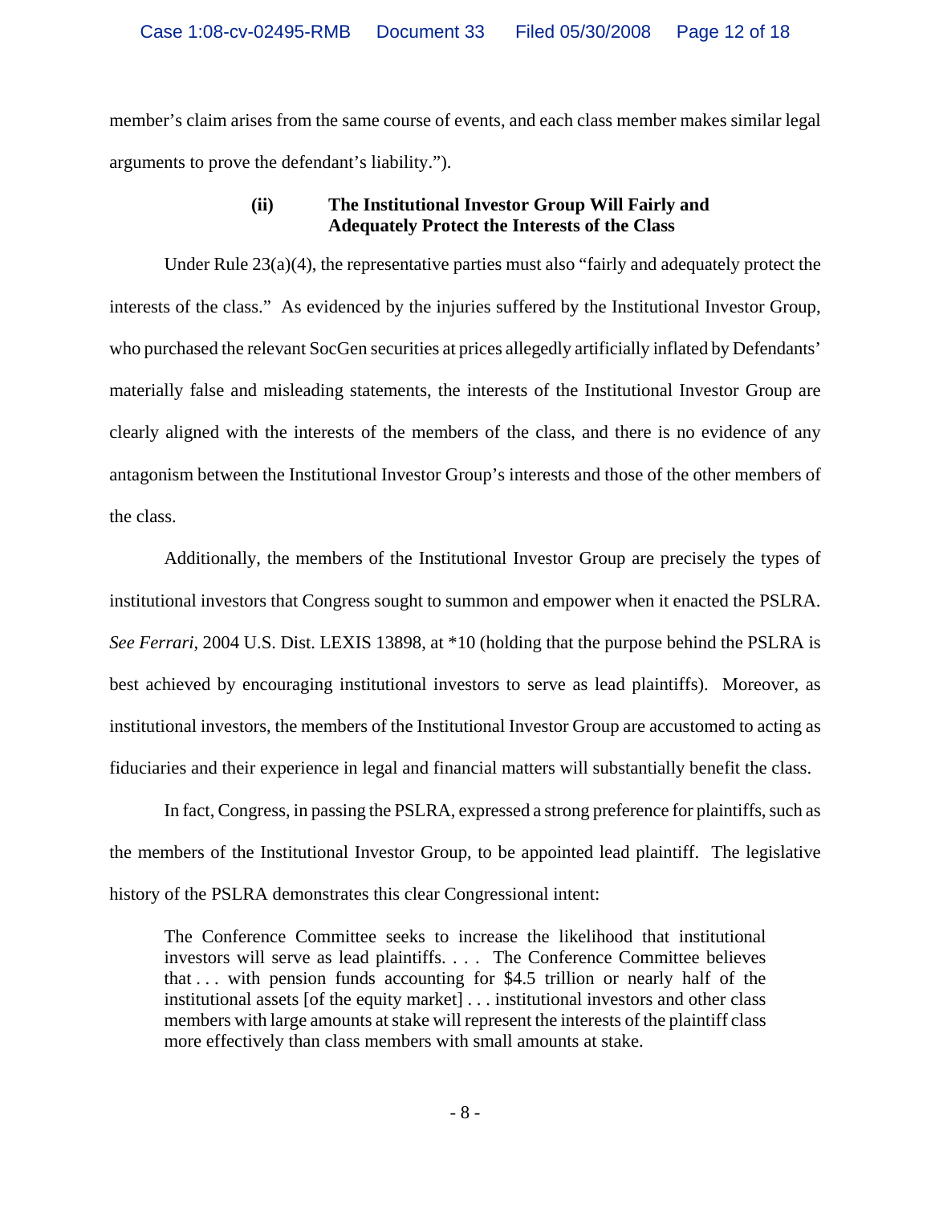member's claim arises from the same course of events, and each class member makes similar legal arguments to prove the defendant's liability.").

### (ii) The Institutional Investor Group Will Fairly and Adequately Protect the Interests of the Class

Under Rule 23(a)(4), the representative parties must also "fairly and adequately protect the interests of the class." As evidenced by the injuries suffered by the Institutional Investor Group, who purchased the relevant SocGen securities at prices allegedly artificially inflated by Defendants' materially false and misleading statements, the interests of the Institutional Investor Group are clearly aligned with the interests of the members of the class, and there is no evidence of any antagonism between the Institutional Investor Group's interests and those of the other members of the class.

Additionally, the members of the Institutional Investor Group are precisely the types of institutional investors that Congress sought to summon and empower when it enacted the PSLRA. *See Ferrari*, 2004 U.S. Dist. LEXIS 13898, at *10 (holding that the purpose behind the PSLRA is best achieved by encouraging institutional investors to serve as lead plaintiffs). Moreover, as institutional investors, the members of the Institutional Investor Group are accustomed to acting as fiduciaries and their experience in legal and financial matters will substantially benefit the class.

In fact, Congress, in passing the PSLRA, expressed a strong preference for plaintiffs, such as the members of the Institutional Investor Group, to be appointed lead plaintiff. The legislative history of the PSLRA demonstrates this clear Congressional intent:

> The Conference Committee seeks to increase the likelihood that institutional investors will serve as lead plaintiffs. . . . The Conference Committee believes that . . . with pension funds accounting for $4.5 trillion or nearly half of the institutional assets [of the equity market] . . . institutional investors and other class members with large amounts at stake will represent the interests of the plaintiff class more effectively than class members with small amounts at stake.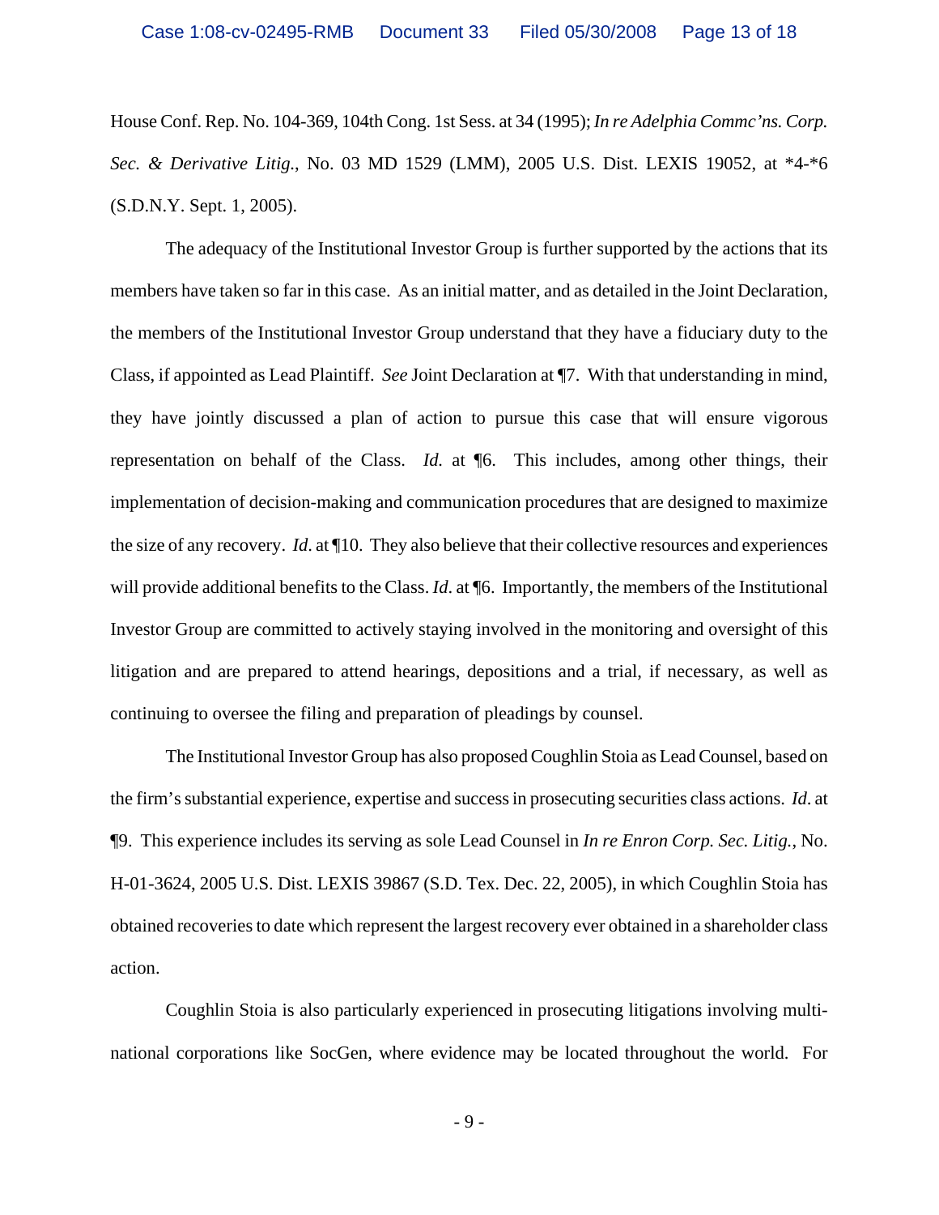House Conf. Rep. No. 104-369, 104th Cong. 1st Sess. at 34 (1995); *In re Adelphia Commc'ns. Corp. Sec. & Derivative Litig.*, No. 03 MD 1529 (LMM), 2005 U.S. Dist. LEXIS 19052, at *4-*6 (S.D.N.Y. Sept. 1, 2005).

The adequacy of the Institutional Investor Group is further supported by the actions that its members have taken so far in this case. As an initial matter, and as detailed in the Joint Declaration, the members of the Institutional Investor Group understand that they have a fiduciary duty to the Class, if appointed as Lead Plaintiff. *See* Joint Declaration at ¶7. With that understanding in mind, they have jointly discussed a plan of action to pursue this case that will ensure vigorous representation on behalf of the Class. *Id.* at ¶6. This includes, among other things, their implementation of decision-making and communication procedures that are designed to maximize the size of any recovery. *Id*. at ¶10. They also believe that their collective resources and experiences will provide additional benefits to the Class. *Id*. at ¶6. Importantly, the members of the Institutional Investor Group are committed to actively staying involved in the monitoring and oversight of this litigation and are prepared to attend hearings, depositions and a trial, if necessary, as well as continuing to oversee the filing and preparation of pleadings by counsel.

The Institutional Investor Group has also proposed Coughlin Stoia as Lead Counsel, based on the firm's substantial experience, expertise and success in prosecuting securities class actions. *Id*. at ¶9. This experience includes its serving as sole Lead Counsel in *In re Enron Corp. Sec. Litig.*, No. H-01-3624, 2005 U.S. Dist. LEXIS 39867 (S.D. Tex. Dec. 22, 2005), in which Coughlin Stoia has obtained recoveries to date which represent the largest recovery ever obtained in a shareholder class action.

Coughlin Stoia is also particularly experienced in prosecuting litigations involving multi-national corporations like SocGen, where evidence may be located throughout the world. For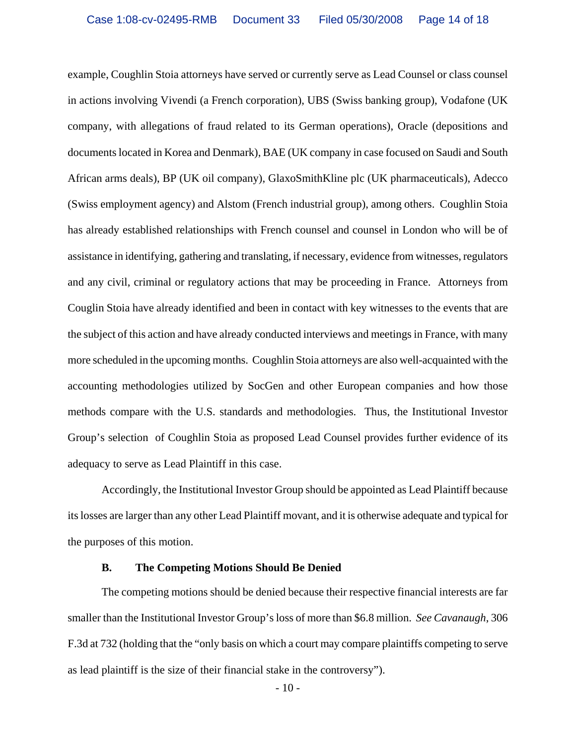example, Coughlin Stoia attorneys have served or currently serve as Lead Counsel or class counsel in actions involving Vivendi (a French corporation), UBS (Swiss banking group), Vodafone (UK company, with allegations of fraud related to its German operations), Oracle (depositions and documents located in Korea and Denmark), BAE (UK company in case focused on Saudi and South African arms deals), BP (UK oil company), GlaxoSmithKline plc (UK pharmaceuticals), Adecco (Swiss employment agency) and Alstom (French industrial group), among others. Coughlin Stoia has already established relationships with French counsel and counsel in London who will be of assistance in identifying, gathering and translating, if necessary, evidence from witnesses, regulators and any civil, criminal or regulatory actions that may be proceeding in France. Attorneys from Couglin Stoia have already identified and been in contact with key witnesses to the events that are the subject of this action and have already conducted interviews and meetings in France, with many more scheduled in the upcoming months. Coughlin Stoia attorneys are also well-acquainted with the accounting methodologies utilized by SocGen and other European companies and how those methods compare with the U.S. standards and methodologies. Thus, the Institutional Investor Group's selection of Coughlin Stoia as proposed Lead Counsel provides further evidence of its adequacy to serve as Lead Plaintiff in this case.

Accordingly, the Institutional Investor Group should be appointed as Lead Plaintiff because its losses are larger than any other Lead Plaintiff movant, and it is otherwise adequate and typical for the purposes of this motion.

### B. The Competing Motions Should Be Denied

The competing motions should be denied because their respective financial interests are far smaller than the Institutional Investor Group's loss of more than $6.8 million. *See Cavanaugh*, 306 F.3d at 732 (holding that the "only basis on which a court may compare plaintiffs competing to serve as lead plaintiff is the size of their financial stake in the controversy").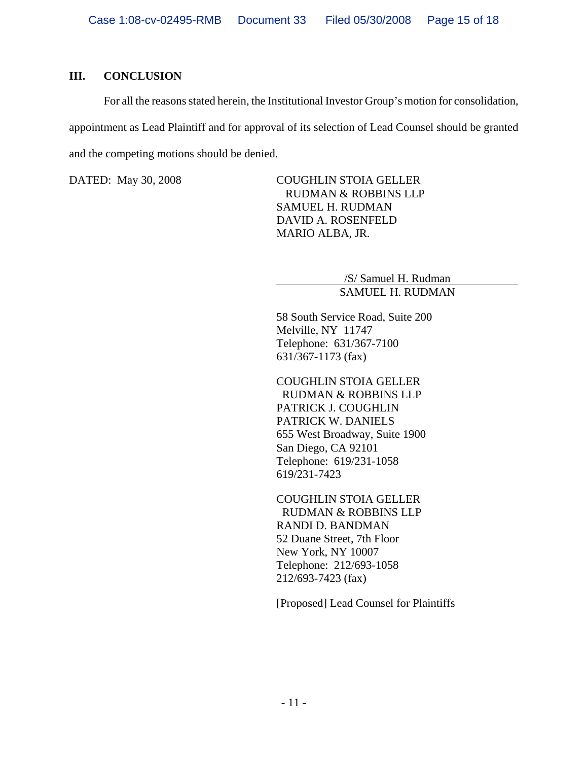## III. CONCLUSION

For all the reasons stated herein, the Institutional Investor Group's motion for consolidation, appointment as Lead Plaintiff and for approval of its selection of Lead Counsel should be granted and the competing motions should be denied.

DATED: May 30, 2008

COUGHLIN STOIA GELLER
RUDMAN & ROBBINS LLP
SAMUEL H. RUDMAN
DAVID A. ROSENFELD
MARIO ALBA, JR.

/S/ Samuel H. Rudman
SAMUEL H. RUDMAN

58 South Service Road, Suite 200
Melville, NY 11747
Telephone: 631/367-7100
631/367-1173 (fax)

COUGHLIN STOIA GELLER
RUDMAN & ROBBINS LLP
PATRICK J. COUGHLIN
PATRICK W. DANIELS
655 West Broadway, Suite 1900
San Diego, CA 92101
Telephone: 619/231-1058
619/231-7423

COUGHLIN STOIA GELLER
RUDMAN & ROBBINS LLP
RANDI D. BANDMAN
52 Duane Street, 7th Floor
New York, NY 10007
Telephone: 212/693-1058
212/693-7423 (fax)

[Proposed] Lead Counsel for Plaintiffs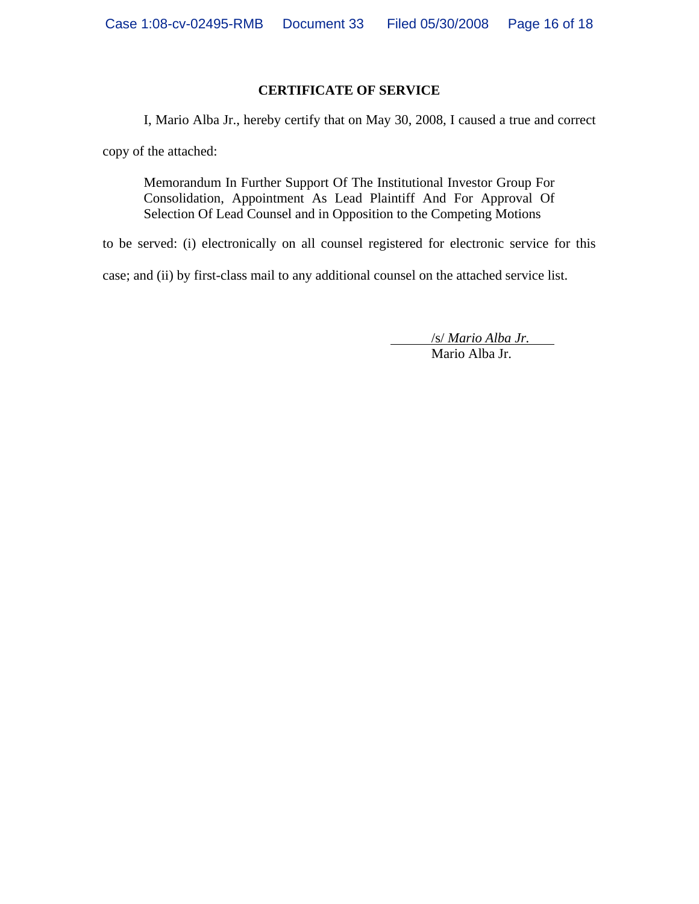**CERTIFICATE OF SERVICE**

I, Mario Alba Jr., hereby certify that on May 30, 2008, I caused a true and correct copy of the attached:

> Memorandum In Further Support Of The Institutional Investor Group For Consolidation, Appointment As Lead Plaintiff And For Approval Of Selection Of Lead Counsel and in Opposition to the Competing Motions

to be served: (i) electronically on all counsel registered for electronic service for this case; and (ii) by first-class mail to any additional counsel on the attached service list.

/s/ *Mario Alba Jr.*
Mario Alba Jr.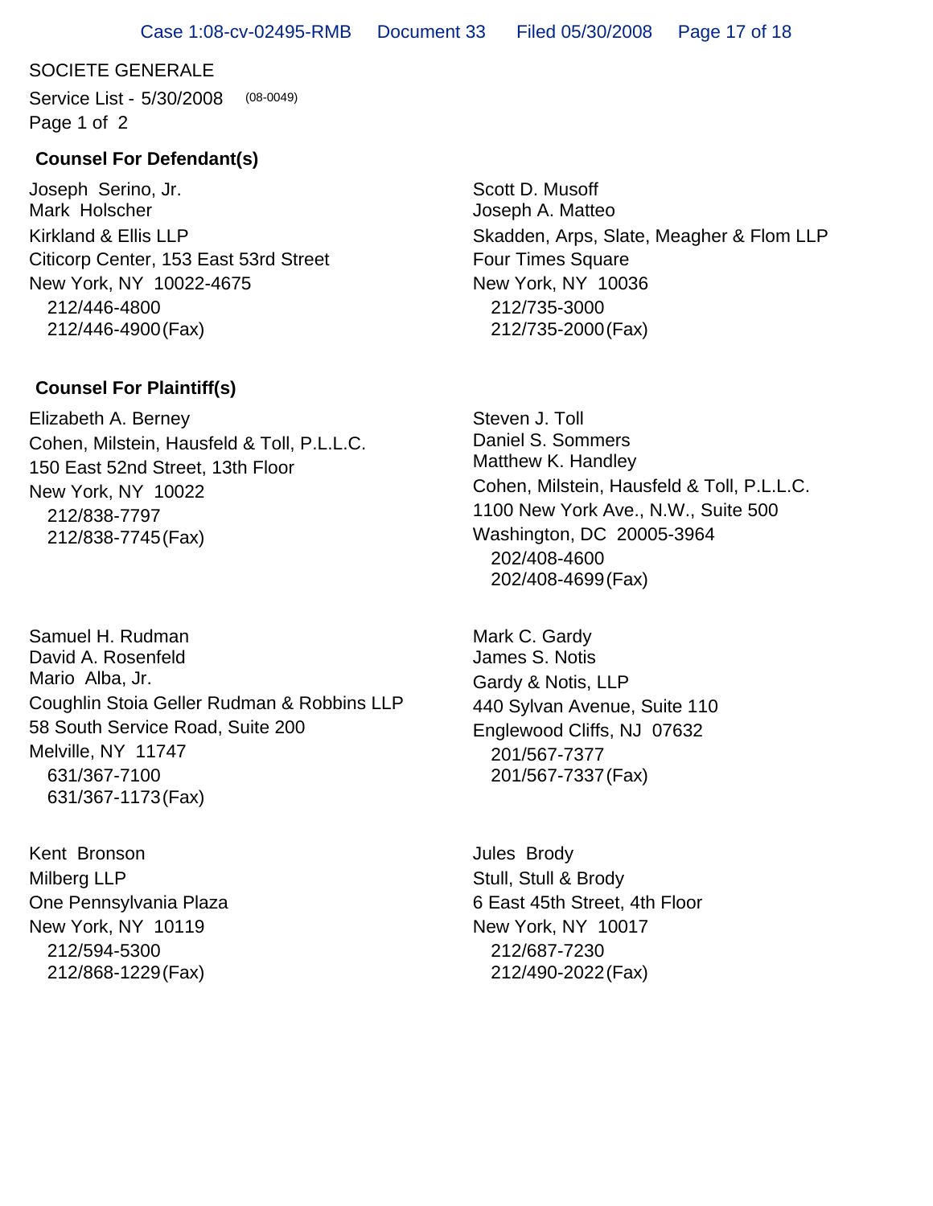SOCIETE GENERALE

Service List - 5/30/2008 (08-0049)

Page 1 of 2

**Counsel For Defendant(s)**

Joseph Serino, Jr.
Mark Holscher
Kirkland & Ellis LLP
Citicorp Center, 153 East 53rd Street
New York, NY 10022-4675
212/446-4800
212/446-4900(Fax)

Scott D. Musoff
Joseph A. Matteo
Skadden, Arps, Slate, Meagher & Flom LLP
Four Times Square
New York, NY 10036
212/735-3000
212/735-2000(Fax)

**Counsel For Plaintiff(s)**

Elizabeth A. Berney
Cohen, Milstein, Hausfeld & Toll, P.L.L.C.
150 East 52nd Street, 13th Floor
New York, NY 10022
212/838-7797
212/838-7745(Fax)

Steven J. Toll
Daniel S. Sommers
Matthew K. Handley
Cohen, Milstein, Hausfeld & Toll, P.L.L.C.
1100 New York Ave., N.W., Suite 500
Washington, DC 20005-3964
202/408-4600
202/408-4699(Fax)

Samuel H. Rudman
David A. Rosenfeld
Mario Alba, Jr.
Coughlin Stoia Geller Rudman & Robbins LLP
58 South Service Road, Suite 200
Melville, NY 11747
631/367-7100
631/367-1173(Fax)

Mark C. Gardy
James S. Notis
Gardy & Notis, LLP
440 Sylvan Avenue, Suite 110
Englewood Cliffs, NJ 07632
201/567-7377
201/567-7337(Fax)

Kent Bronson
Milberg LLP
One Pennsylvania Plaza
New York, NY 10119
212/594-5300
212/868-1229(Fax)

Jules Brody
Stull, Stull & Brody
6 East 45th Street, 4th Floor
New York, NY 10017
212/687-7230
212/490-2022(Fax)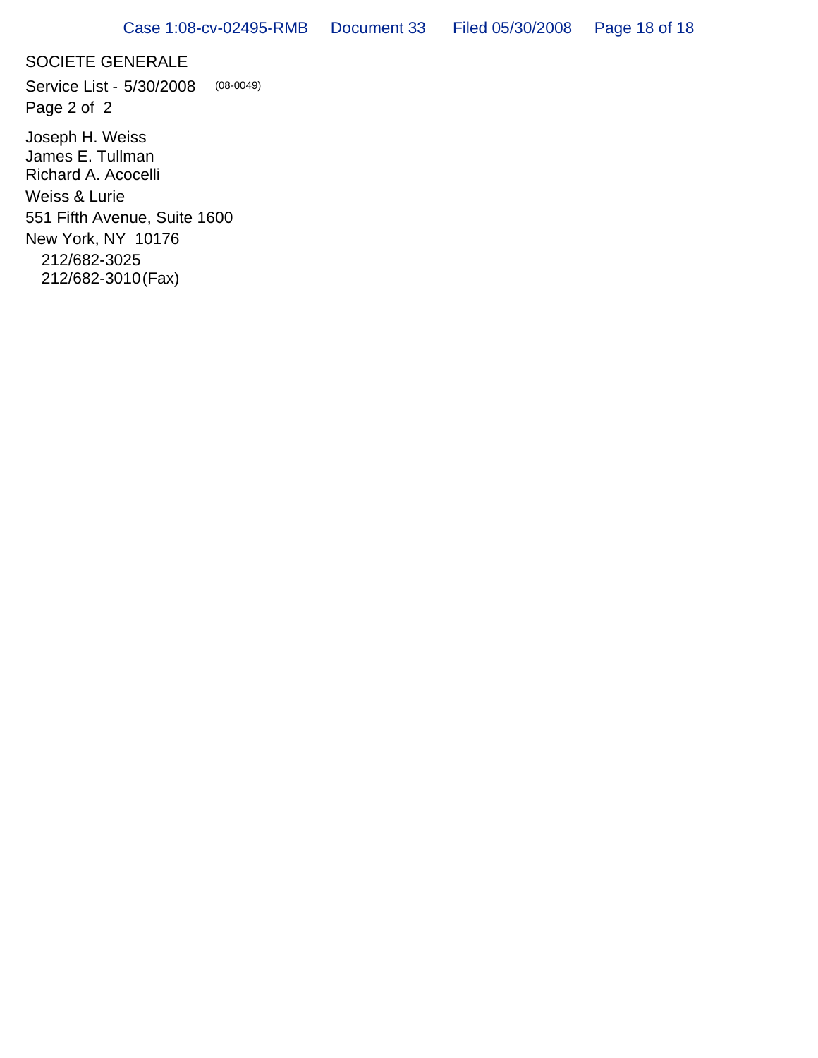SOCIETE GENERALE

Service List - 5/30/2008 (08-0049)

Page 2 of 2

Joseph H. Weiss
James E. Tullman
Richard A. Acocelli
Weiss & Lurie
551 Fifth Avenue, Suite 1600
New York, NY 10176
212/682-3025
212/682-3010(Fax)